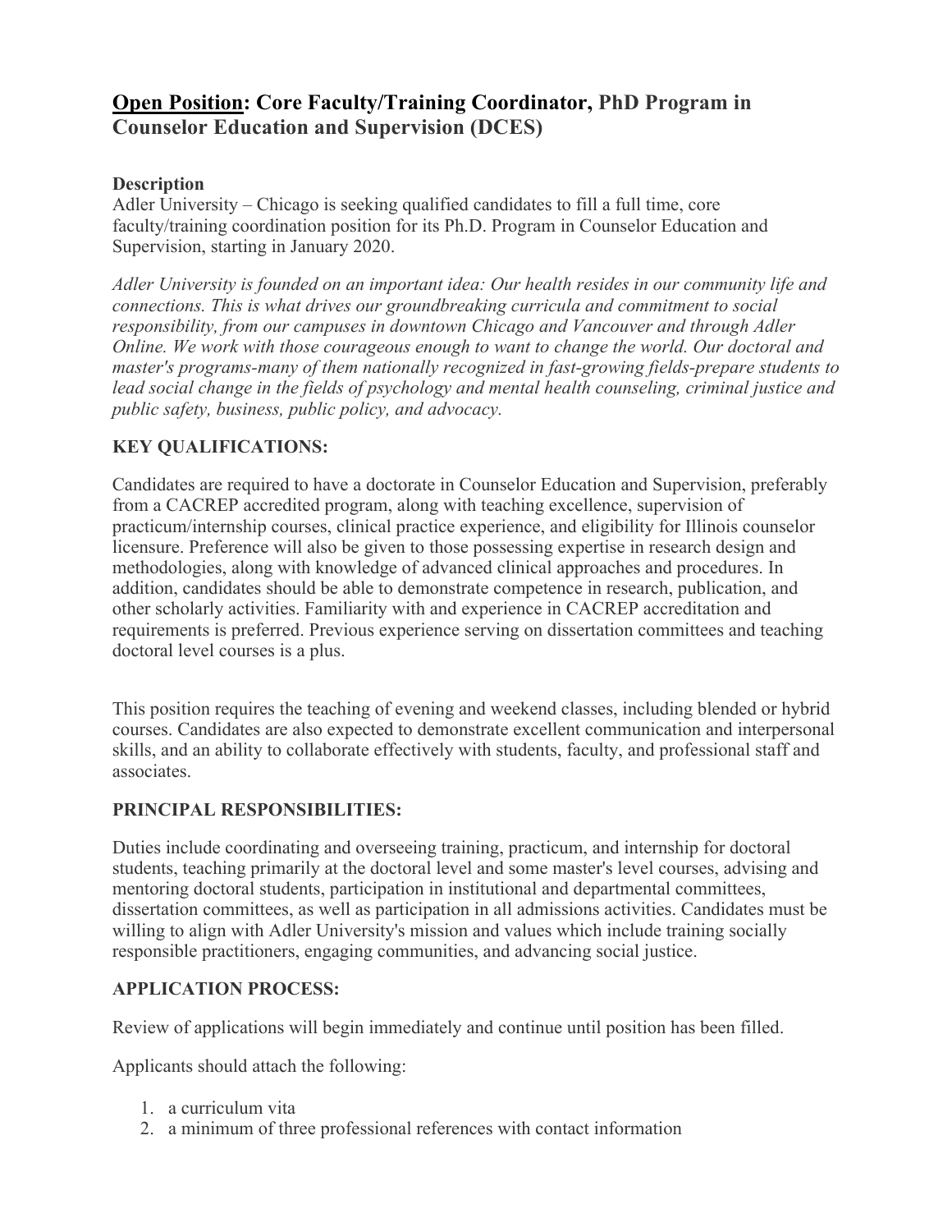# **Open Position: Core Faculty/Training Coordinator, PhD Program in Counselor Education and Supervision (DCES)**

**Description**

Adler University – Chicago is seeking qualified candidates to fill a full time, core faculty/training coordination position for its Ph.D. Program in Counselor Education and Supervision, starting in January 2020.

*Adler University is founded on an important idea: Our health resides in our community life and connections. This is what drives our groundbreaking curricula and commitment to social responsibility, from our campuses in downtown Chicago and Vancouver and through Adler Online. We work with those courageous enough to want to change the world. Our doctoral and master's programs-many of them nationally recognized in fast-growing fields-prepare students to lead social change in the fields of psychology and mental health counseling, criminal justice and public safety, business, public policy, and advocacy.*

## **KEY QUALIFICATIONS:**

Candidates are required to have a doctorate in Counselor Education and Supervision, preferably from a CACREP accredited program, along with teaching excellence, supervision of practicum/internship courses, clinical practice experience, and eligibility for Illinois counselor licensure. Preference will also be given to those possessing expertise in research design and methodologies, along with knowledge of advanced clinical approaches and procedures. In addition, candidates should be able to demonstrate competence in research, publication, and other scholarly activities. Familiarity with and experience in CACREP accreditation and requirements is preferred. Previous experience serving on dissertation committees and teaching doctoral level courses is a plus.

This position requires the teaching of evening and weekend classes, including blended or hybrid courses. Candidates are also expected to demonstrate excellent communication and interpersonal skills, and an ability to collaborate effectively with students, faculty, and professional staff and associates.

## **PRINCIPAL RESPONSIBILITIES:**

Duties include coordinating and overseeing training, practicum, and internship for doctoral students, teaching primarily at the doctoral level and some master's level courses, advising and mentoring doctoral students, participation in institutional and departmental committees, dissertation committees, as well as participation in all admissions activities. Candidates must be willing to align with Adler University's mission and values which include training socially responsible practitioners, engaging communities, and advancing social justice.

## **APPLICATION PROCESS:**

Review of applications will begin immediately and continue until position has been filled.

Applicants should attach the following:

1. a curriculum vita
2. a minimum of three professional references with contact information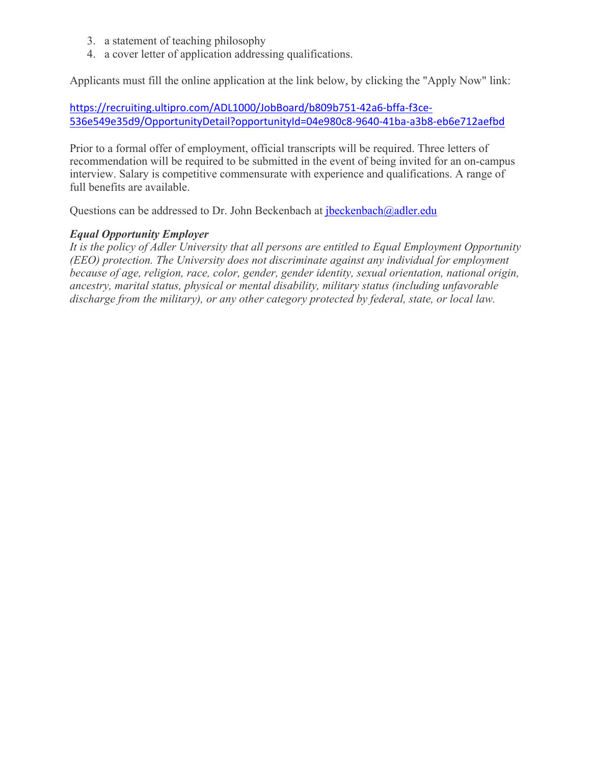3. a statement of teaching philosophy
4. a cover letter of application addressing qualifications.

Applicants must fill the online application at the link below, by clicking the "Apply Now" link:

https://recruiting.ultipro.com/ADL1000/JobBoard/b809b751-42a6-bffa-f3ce-536e549e35d9/OpportunityDetail?opportunityId=04e980c8-9640-41ba-a3b8-eb6e712aefbd

Prior to a formal offer of employment, official transcripts will be required. Three letters of recommendation will be required to be submitted in the event of being invited for an on-campus interview. Salary is competitive commensurate with experience and qualifications. A range of full benefits are available.

Questions can be addressed to Dr. John Beckenbach at jbeckenbach@adler.edu

***Equal Opportunity Employer***
*It is the policy of Adler University that all persons are entitled to Equal Employment Opportunity (EEO) protection. The University does not discriminate against any individual for employment because of age, religion, race, color, gender, gender identity, sexual orientation, national origin, ancestry, marital status, physical or mental disability, military status (including unfavorable discharge from the military), or any other category protected by federal, state, or local law.*